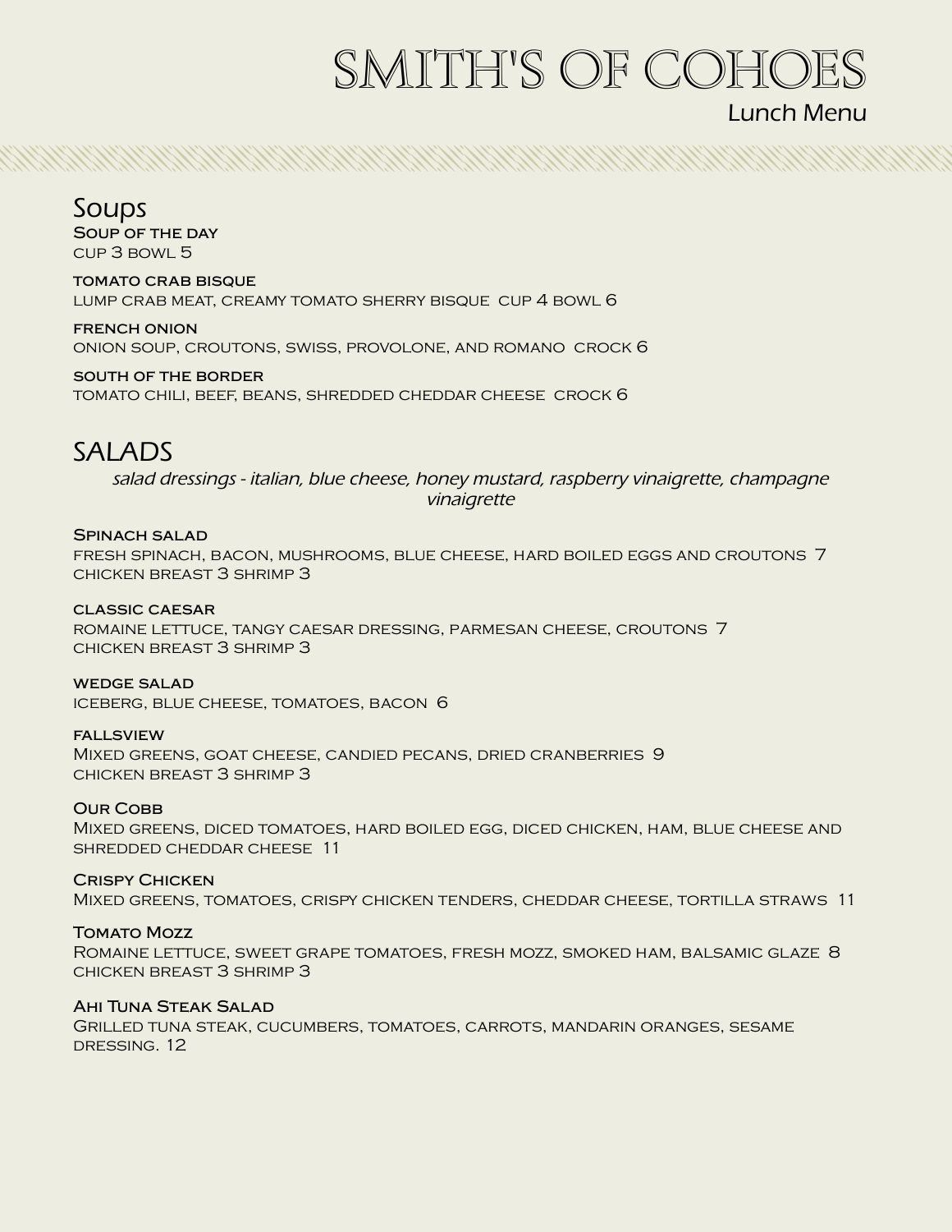# SMITH'S OF COHOES

Lunch Menu

## Soups

**Soup of the day**
cup 3 bowl 5

**tomato crab bisque**
lump crab meat, creamy tomato sherry bisque cup 4 bowl 6

**french onion**
onion soup, croutons, swiss, provolone, and romano crock 6

**south of the border**
tomato chili, beef, beans, shredded cheddar cheese crock 6

## SALADS

*salad dressings - italian, blue cheese, honey mustard, raspberry vinaigrette, champagne vinaigrette*

**Spinach salad**
fresh spinach, bacon, mushrooms, blue cheese, hard boiled eggs and croutons 7
chicken breast 3 shrimp 3

**classic caesar**
romaine lettuce, tangy caesar dressing, parmesan cheese, croutons 7
chicken breast 3 shrimp 3

**wedge salad**
iceberg, blue cheese, tomatoes, bacon 6

**fallsview**
Mixed greens, goat cheese, candied pecans, dried cranberries 9
chicken breast 3 shrimp 3

**Our Cobb**
Mixed greens, diced tomatoes, hard boiled egg, diced chicken, ham, blue cheese and shredded cheddar cheese 11

**Crispy Chicken**
Mixed greens, tomatoes, crispy chicken tenders, cheddar cheese, tortilla straws 11

**Tomato Mozz**
Romaine lettuce, sweet grape tomatoes, fresh mozz, smoked ham, balsamic glaze 8
chicken breast 3 shrimp 3

**Ahi Tuna Steak Salad**
Grilled tuna steak, cucumbers, tomatoes, carrots, mandarin oranges, sesame dressing. 12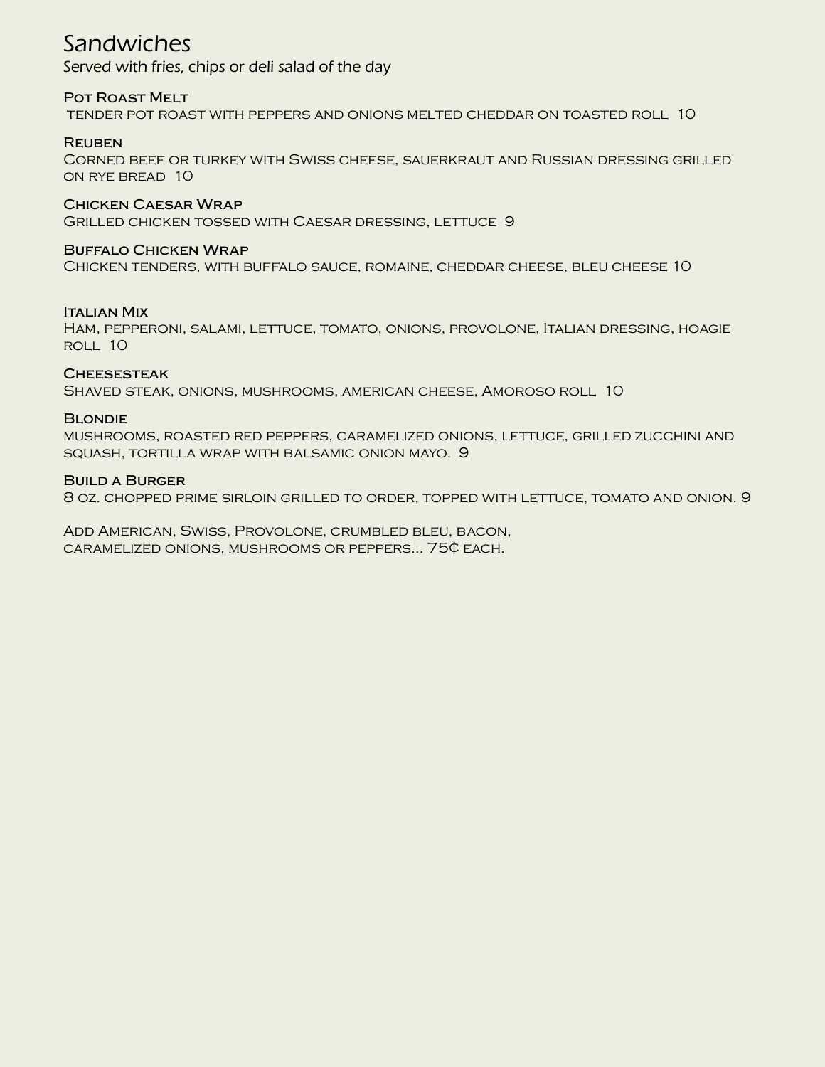# Sandwiches

*Served with fries, chips or deli salad of the day*

**Pot Roast Melt**

tender pot roast with peppers and onions melted cheddar on toasted roll 10

**Reuben**

Corned beef or turkey with Swiss cheese, sauerkraut and Russian dressing grilled on rye bread 10

**Chicken Caesar Wrap**

Grilled chicken tossed with Caesar dressing, lettuce 9

**Buffalo Chicken Wrap**

Chicken tenders, with buffalo sauce, romaine, cheddar cheese, bleu cheese 10

**Italian Mix**

Ham, pepperoni, salami, lettuce, tomato, onions, provolone, Italian dressing, hoagie roll 10

**Cheesesteak**

Shaved steak, onions, mushrooms, american cheese, Amoroso roll 10

**Blondie**

mushrooms, roasted red peppers, caramelized onions, lettuce, grilled zucchini and squash, tortilla wrap with balsamic onion mayo. 9

**Build a Burger**

8 oz. chopped prime sirloin grilled to order, topped with lettuce, tomato and onion. 9

Add American, Swiss, Provolone, crumbled bleu, bacon,
caramelized onions, mushrooms or peppers... 75¢ each.